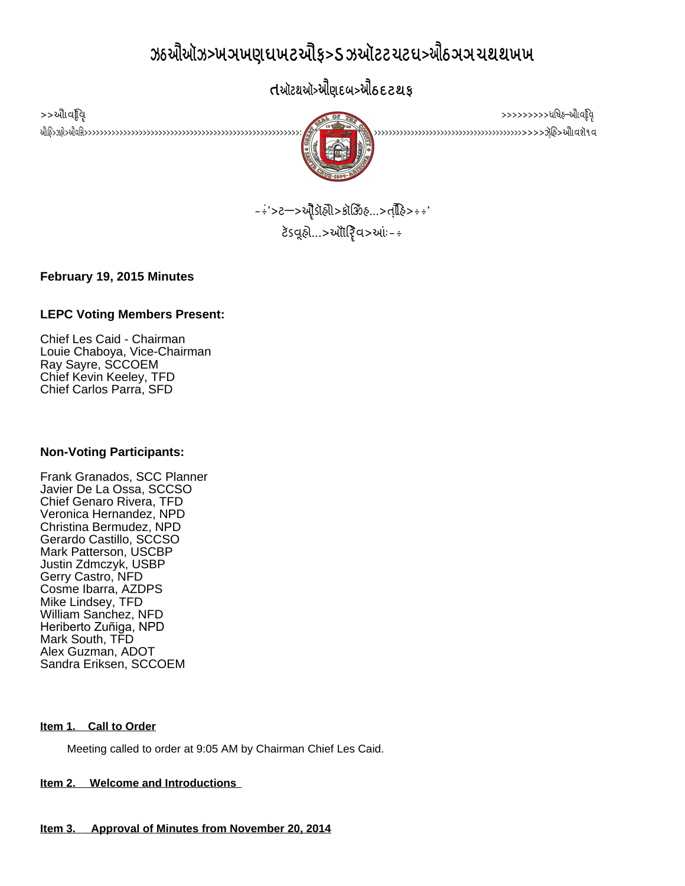# ઝઠઐઓઝ>ખઝખણઘખટઐફ>ડ ઝઓટટચટઘ>ઐઠઞઞ ચથથખખ

## તઓટથઓ>ઐણદબ>ઐઠદદટથફ

>>ઐવફૃિ >>>>>>>>>ધષિ—ઐવફૃિ

ઐફિ>ઝફી>ઐવસિ>>>>>>>>>>>>>>>>>>>>>>>>>>>>>>>>>>>>>>>>>>>>>>>>>>>>>>>>>: >>>>>>>>>>>>>>>>>>>>>>>>>>>>>>>>>>>>>>>>>>>ઝૅફિ>ઐવશ૧વ

-÷'>ટ—>ઐૃડોહો>કોઝઁહ...>ત્રૌિહ>÷÷'

ટેડવૂહો...>ઐોિરૃવ>આઃ-÷

**February 19, 2015 Minutes**

**LEPC Voting Members Present:**

Chief Les Caid - Chairman
Louie Chaboya, Vice-Chairman
Ray Sayre, SCCOEM
Chief Kevin Keeley, TFD
Chief Carlos Parra, SFD

**Non-Voting Participants:**

Frank Granados, SCC Planner
Javier De La Ossa, SCCSO
Chief Genaro Rivera, TFD
Veronica Hernandez, NPD
Christina Bermudez, NPD
Gerardo Castillo, SCCSO
Mark Patterson, USCBP
Justin Zdmczyk, USBP
Gerry Castro, NFD
Cosme Ibarra, AZDPS
Mike Lindsey, TFD
William Sanchez, NFD
Heriberto Zuñiga, NPD
Mark South, TFD
Alex Guzman, ADOT
Sandra Eriksen, SCCOEM

**Item 1. Call to Order**

Meeting called to order at 9:05 AM by Chairman Chief Les Caid.

**Item 2. Welcome and Introductions**

**Item 3. Approval of Minutes from November 20, 2014**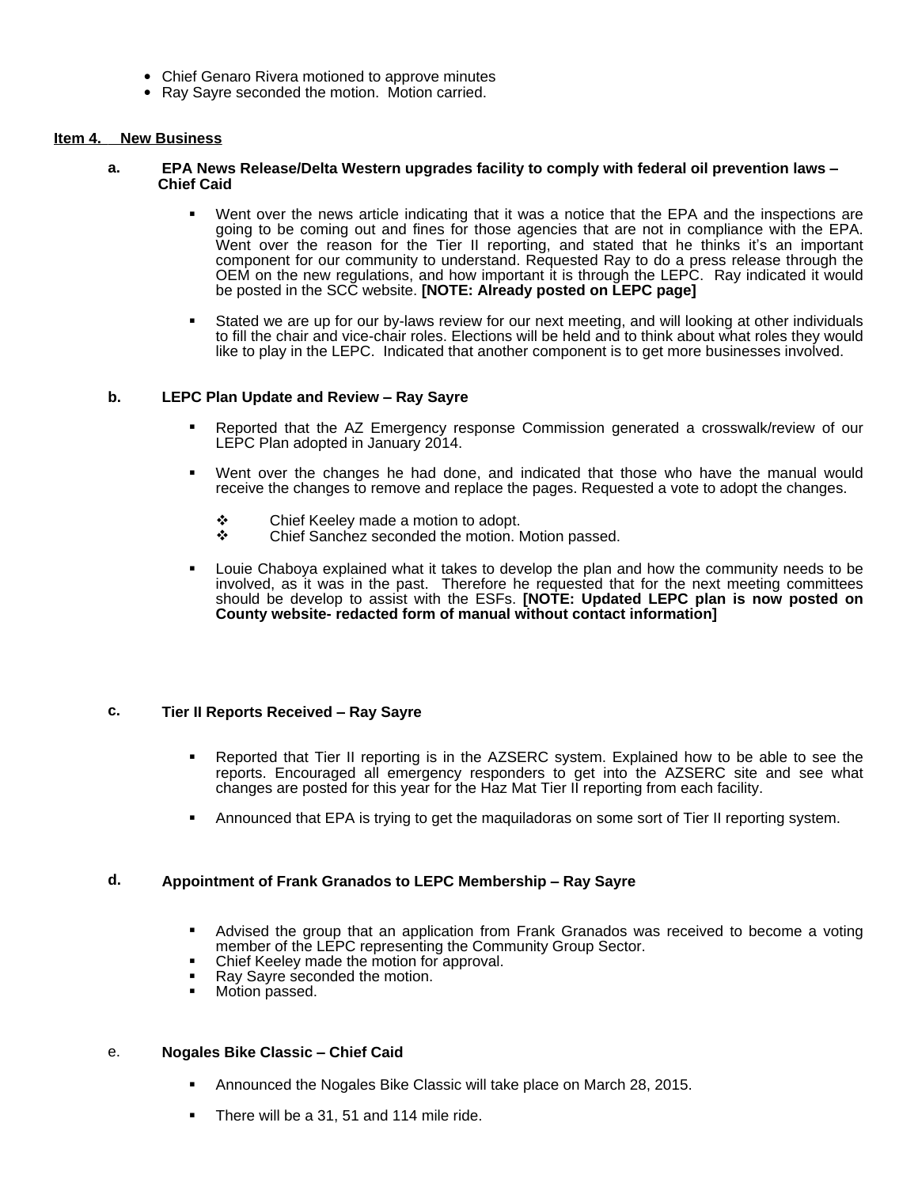- Chief Genaro Rivera motioned to approve minutes
- Ray Sayre seconded the motion.  Motion carried.

**Item 4. New Business**

**a. EPA News Release/Delta Western upgrades facility to comply with federal oil prevention laws – Chief Caid**

- Went over the news article indicating that it was a notice that the EPA and the inspections are going to be coming out and fines for those agencies that are not in compliance with the EPA. Went over the reason for the Tier II reporting, and stated that he thinks it's an important component for our community to understand. Requested Ray to do a press release through the OEM on the new regulations, and how important it is through the LEPC.  Ray indicated it would be posted in the SCC website. **[NOTE: Already posted on LEPC page]**

- Stated we are up for our by-laws review for our next meeting, and will looking at other individuals to fill the chair and vice-chair roles. Elections will be held and to think about what roles they would like to play in the LEPC.  Indicated that another component is to get more businesses involved.

**b. LEPC Plan Update and Review – Ray Sayre**

- Reported that the AZ Emergency response Commission generated a crosswalk/review of our LEPC Plan adopted in January 2014.

- Went over the changes he had done, and indicated that those who have the manual would receive the changes to remove and replace the pages. Requested a vote to adopt the changes.

  - Chief Keeley made a motion to adopt.
  - Chief Sanchez seconded the motion. Motion passed.

- Louie Chaboya explained what it takes to develop the plan and how the community needs to be involved, as it was in the past.  Therefore he requested that for the next meeting committees should be develop to assist with the ESFs. **[NOTE: Updated LEPC plan is now posted on County website- redacted form of manual without contact information]**

**c. Tier II Reports Received – Ray Sayre**

- Reported that Tier II reporting is in the AZSERC system. Explained how to be able to see the reports. Encouraged all emergency responders to get into the AZSERC site and see what changes are posted for this year for the Haz Mat Tier II reporting from each facility.

- Announced that EPA is trying to get the maquiladoras on some sort of Tier II reporting system.

**d. Appointment of Frank Granados to LEPC Membership – Ray Sayre**

- Advised the group that an application from Frank Granados was received to become a voting member of the LEPC representing the Community Group Sector.
- Chief Keeley made the motion for approval.
- Ray Sayre seconded the motion.
- Motion passed.

e. **Nogales Bike Classic – Chief Caid**

- Announced the Nogales Bike Classic will take place on March 28, 2015.

- There will be a 31, 51 and 114 mile ride.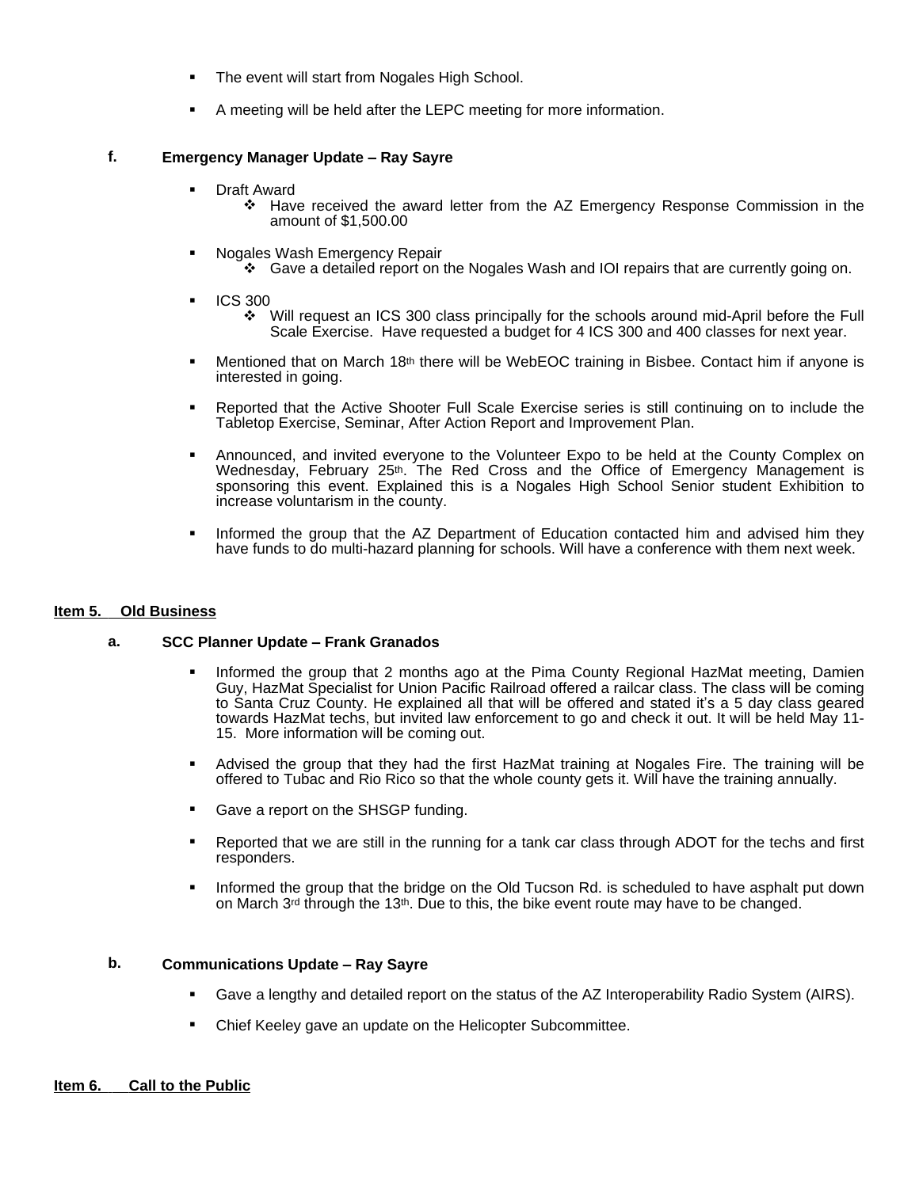- The event will start from Nogales High School.
- A meeting will be held after the LEPC meeting for more information.

**f.** **Emergency Manager Update – Ray Sayre**

- Draft Award
  - Have received the award letter from the AZ Emergency Response Commission in the amount of $1,500.00
- Nogales Wash Emergency Repair
  - Gave a detailed report on the Nogales Wash and IOI repairs that are currently going on.
- ICS 300
  - Will request an ICS 300 class principally for the schools around mid-April before the Full Scale Exercise. Have requested a budget for 4 ICS 300 and 400 classes for next year.
- Mentioned that on March 18th there will be WebEOC training in Bisbee. Contact him if anyone is interested in going.
- Reported that the Active Shooter Full Scale Exercise series is still continuing on to include the Tabletop Exercise, Seminar, After Action Report and Improvement Plan.
- Announced, and invited everyone to the Volunteer Expo to be held at the County Complex on Wednesday, February 25th. The Red Cross and the Office of Emergency Management is sponsoring this event. Explained this is a Nogales High School Senior student Exhibition to increase voluntarism in the county.
- Informed the group that the AZ Department of Education contacted him and advised him they have funds to do multi-hazard planning for schools. Will have a conference with them next week.

**Item 5. Old Business**

**a.** **SCC Planner Update – Frank Granados**

- Informed the group that 2 months ago at the Pima County Regional HazMat meeting, Damien Guy, HazMat Specialist for Union Pacific Railroad offered a railcar class. The class will be coming to Santa Cruz County. He explained all that will be offered and stated it's a 5 day class geared towards HazMat techs, but invited law enforcement to go and check it out. It will be held May 11-15. More information will be coming out.
- Advised the group that they had the first HazMat training at Nogales Fire. The training will be offered to Tubac and Rio Rico so that the whole county gets it. Will have the training annually.
- Gave a report on the SHSGP funding.
- Reported that we are still in the running for a tank car class through ADOT for the techs and first responders.
- Informed the group that the bridge on the Old Tucson Rd. is scheduled to have asphalt put down on March 3rd through the 13th. Due to this, the bike event route may have to be changed.

**b.** **Communications Update – Ray Sayre**

- Gave a lengthy and detailed report on the status of the AZ Interoperability Radio System (AIRS).
- Chief Keeley gave an update on the Helicopter Subcommittee.

**Item 6. Call to the Public**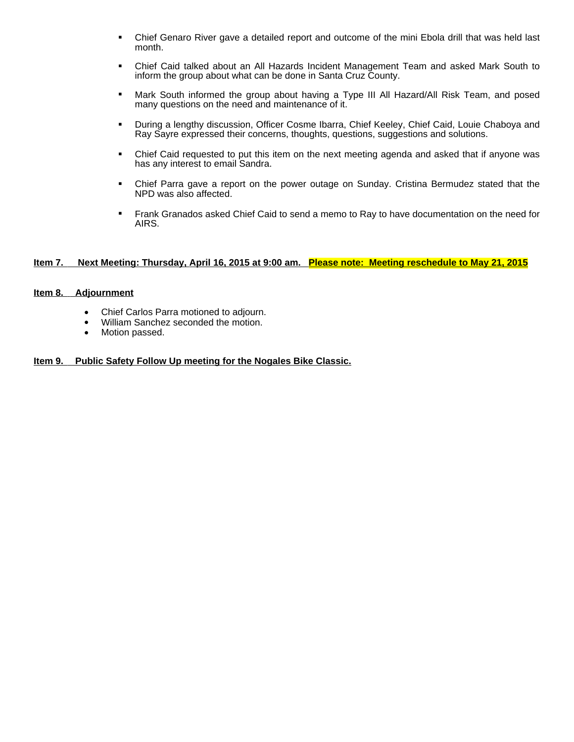- Chief Genaro River gave a detailed report and outcome of the mini Ebola drill that was held last month.

- Chief Caid talked about an All Hazards Incident Management Team and asked Mark South to inform the group about what can be done in Santa Cruz County.

- Mark South informed the group about having a Type III All Hazard/All Risk Team, and posed many questions on the need and maintenance of it.

- During a lengthy discussion, Officer Cosme Ibarra, Chief Keeley, Chief Caid, Louie Chaboya and Ray Sayre expressed their concerns, thoughts, questions, suggestions and solutions.

- Chief Caid requested to put this item on the next meeting agenda and asked that if anyone was has any interest to email Sandra.

- Chief Parra gave a report on the power outage on Sunday. Cristina Bermudez stated that the NPD was also affected.

- Frank Granados asked Chief Caid to send a memo to Ray to have documentation on the need for AIRS.

**Item 7. Next Meeting: Thursday, April 16, 2015 at 9:00 am. Please note: Meeting reschedule to May 21, 2015**

**Item 8. Adjournment**

- Chief Carlos Parra motioned to adjourn.
- William Sanchez seconded the motion.
- Motion passed.

**Item 9. Public Safety Follow Up meeting for the Nogales Bike Classic.**